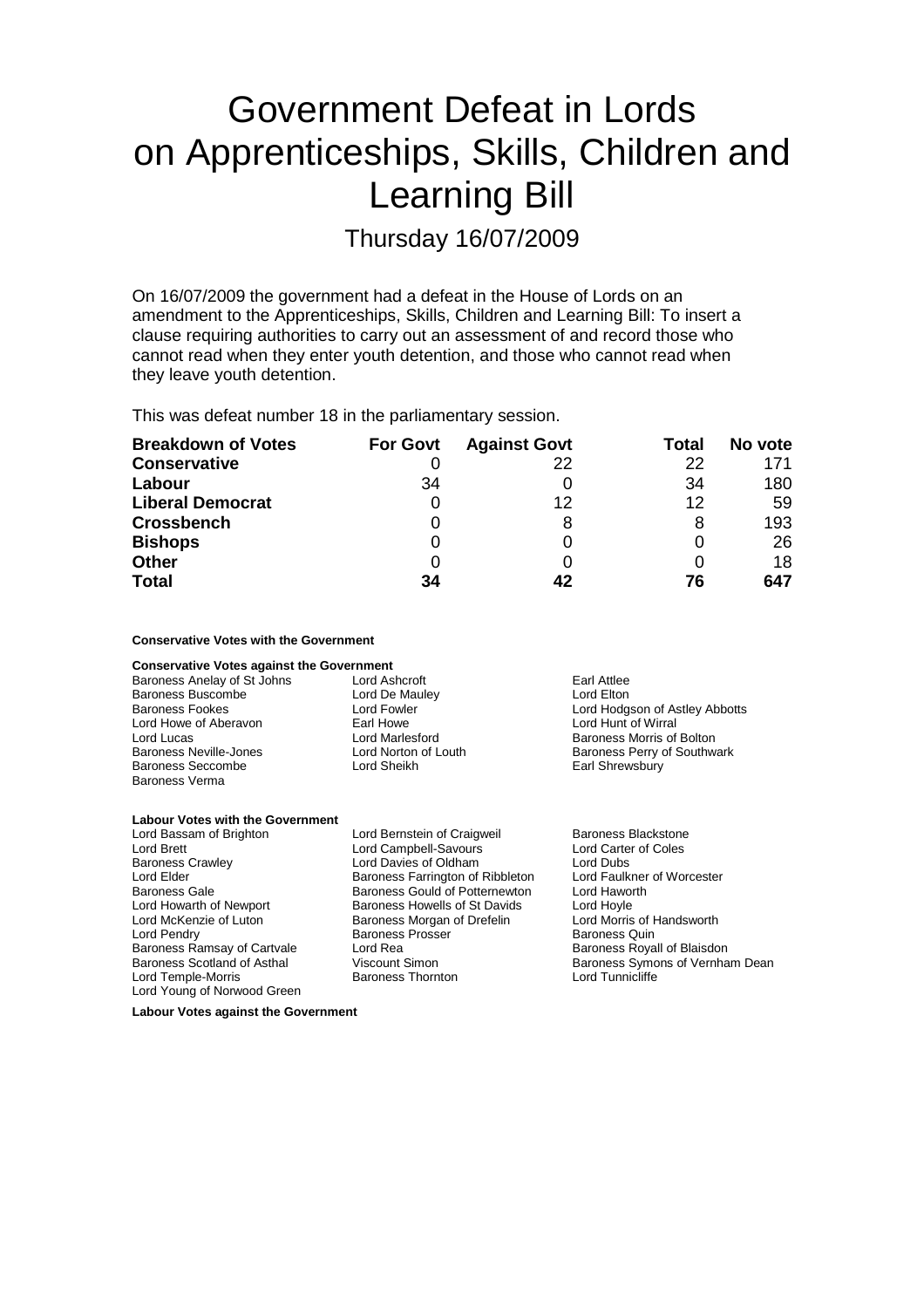# Government Defeat in Lords on Apprenticeships, Skills, Children and Learning Bill

Thursday 16/07/2009

On 16/07/2009 the government had a defeat in the House of Lords on an amendment to the Apprenticeships, Skills, Children and Learning Bill: To insert a clause requiring authorities to carry out an assessment of and record those who cannot read when they enter youth detention, and those who cannot read when they leave youth detention.

This was defeat number 18 in the parliamentary session.

| Breakdown of Votes | For Govt | Against Govt | Total | No vote |
|---|---|---|---|---|
| **Conservative** | 0 | 22 | 22 | 171 |
| **Labour** | 34 | 0 | 34 | 180 |
| **Liberal Democrat** | 0 | 12 | 12 | 59 |
| **Crossbench** | 0 | 8 | 8 | 193 |
| **Bishops** | 0 | 0 | 0 | 26 |
| **Other** | 0 | 0 | 0 | 18 |
| **Total** | **34** | **42** | **76** | **647** |

**Conservative Votes with the Government**

**Conservative Votes against the Government**

Baroness Anelay of St Johns
Lord Ashcroft
Earl Attlee
Baroness Buscombe
Lord De Mauley
Lord Elton
Baroness Fookes
Lord Fowler
Lord Hodgson of Astley Abbotts
Lord Howe of Aberavon
Earl Howe
Lord Hunt of Wirral
Lord Lucas
Lord Marlesford
Baroness Morris of Bolton
Baroness Neville-Jones
Lord Norton of Louth
Baroness Perry of Southwark
Baroness Seccombe
Lord Sheikh
Earl Shrewsbury
Baroness Verma

**Labour Votes with the Government**

Lord Bassam of Brighton
Lord Bernstein of Craigweil
Baroness Blackstone
Lord Brett
Lord Campbell-Savours
Lord Carter of Coles
Baroness Crawley
Lord Davies of Oldham
Lord Dubs
Lord Elder
Baroness Farrington of Ribbleton
Lord Faulkner of Worcester
Baroness Gale
Baroness Gould of Potternewton
Lord Haworth
Lord Howarth of Newport
Baroness Howells of St Davids
Lord Hoyle
Lord McKenzie of Luton
Baroness Morgan of Drefelin
Lord Morris of Handsworth
Lord Pendry
Baroness Prosser
Baroness Quin
Baroness Ramsay of Cartvale
Lord Rea
Baroness Royall of Blaisdon
Baroness Scotland of Asthal
Viscount Simon
Baroness Symons of Vernham Dean
Lord Temple-Morris
Baroness Thornton
Lord Tunnicliffe
Lord Young of Norwood Green

**Labour Votes against the Government**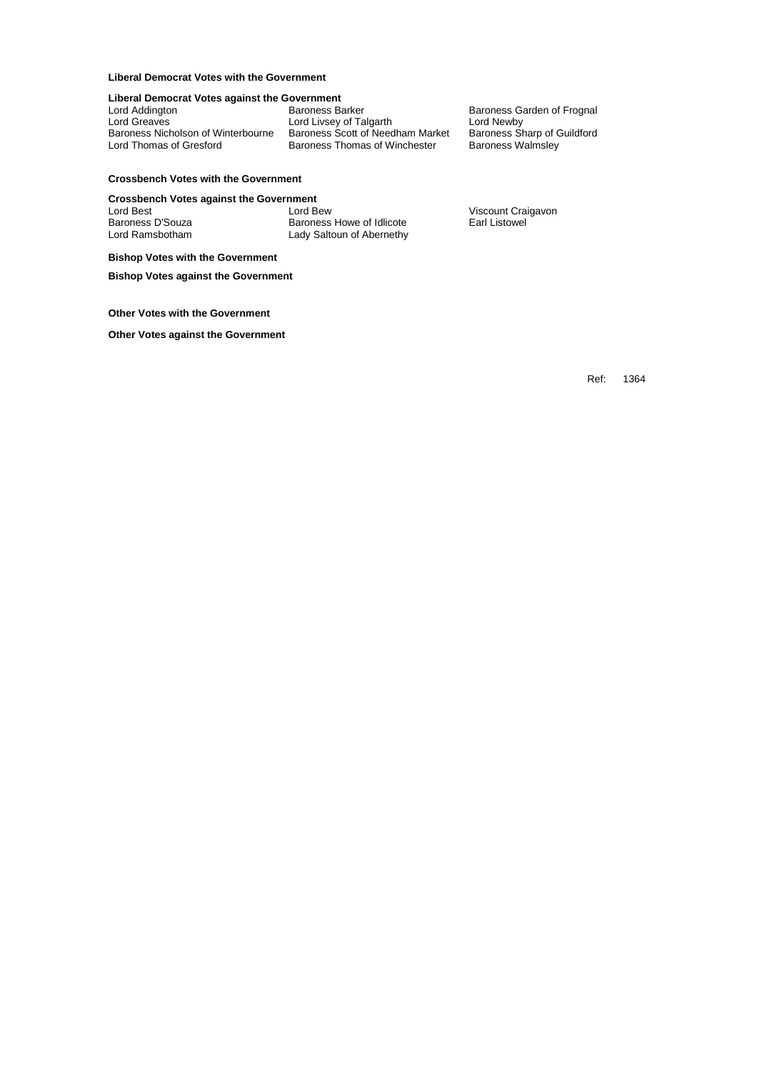**Liberal Democrat Votes with the Government**

**Liberal Democrat Votes against the Government**

Lord Addington
Baroness Barker
Baroness Garden of Frognal
Lord Greaves
Lord Livsey of Talgarth
Lord Newby
Baroness Nicholson of Winterbourne
Baroness Scott of Needham Market
Baroness Sharp of Guildford
Lord Thomas of Gresford
Baroness Thomas of Winchester
Baroness Walmsley

**Crossbench Votes with the Government**

**Crossbench Votes against the Government**

Lord Best
Lord Bew
Viscount Craigavon
Baroness D'Souza
Baroness Howe of Idlicote
Earl Listowel
Lord Ramsbotham
Lady Saltoun of Abernethy

**Bishop Votes with the Government**

**Bishop Votes against the Government**

**Other Votes with the Government**

**Other Votes against the Government**

Ref: 1364